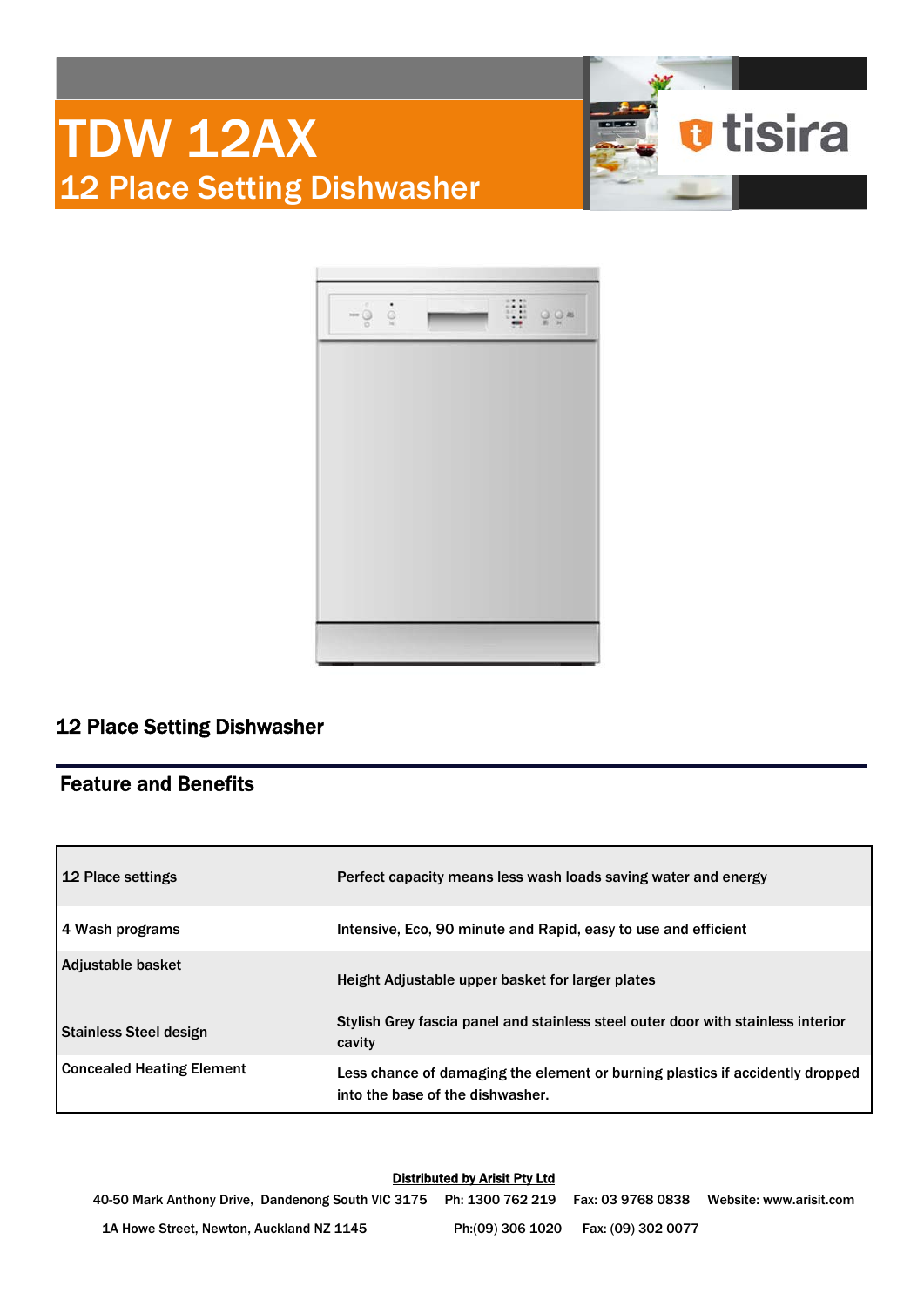# TDW 12AX

## 12 Place Setting Dishwasher

tisira

### 12 Place Setting Dishwasher

### Feature and Benefits

| | |
|---|---|
| 12 Place settings | Perfect capacity means less wash loads saving water and energy |
| 4 Wash programs | Intensive, Eco, 90 minute and Rapid, easy to use and efficient |
| Adjustable basket | Height Adjustable upper basket for larger plates |
| Stainless Steel design | Stylish Grey fascia panel and stainless steel outer door with stainless interior cavity |
| Concealed Heating Element | Less chance of damaging the element or burning plastics if accidently dropped into the base of the dishwasher. |

**Distributed by Arisit Pty Ltd**

40-50 Mark Anthony Drive, Dandenong South VIC 3175 Ph: 1300 762 219 Fax: 03 9768 0838 Website: www.arisit.com

1A Howe Street, Newton, Auckland NZ 1145 Ph:(09) 306 1020 Fax: (09) 302 0077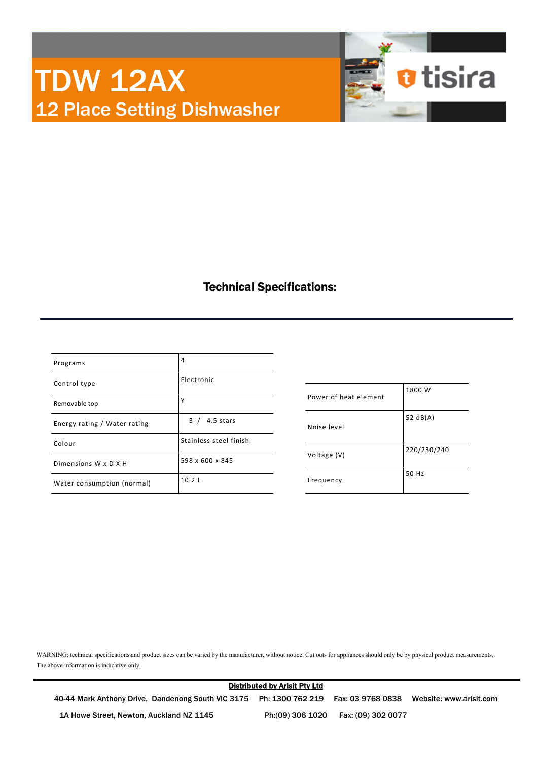# TDW 12AX

## 12 Place Setting Dishwasher

### Technical Specifications:

| | |
|---|---|
| Programs | 4 |
| Control type | Electronic |
| Removable top | Y |
| Energy rating / Water rating | 3 / 4.5 stars |
| Colour | Stainless steel finish |
| Dimensions W x D X H | 598 x 600 x 845 |
| Water consumption (normal) | 10.2 L |

| | |
|---|---|
| Power of heat element | 1800 W |
| Noise level | 52 dB(A) |
| Voltage (V) | 220/230/240 |
| Frequency | 50 Hz |

WARNING: technical specifications and product sizes can be varied by the manufacturer, without notice. Cut outs for appliances should only be by physical product measurements. The above information is indicative only.

**Distributed by Arisit Pty Ltd**

40-44 Mark Anthony Drive, Dandenong South VIC 3175 Ph: 1300 762 219 Fax: 03 9768 0838 Website: www.arisit.com

1A Howe Street, Newton, Auckland NZ 1145 Ph:(09) 306 1020 Fax: (09) 302 0077